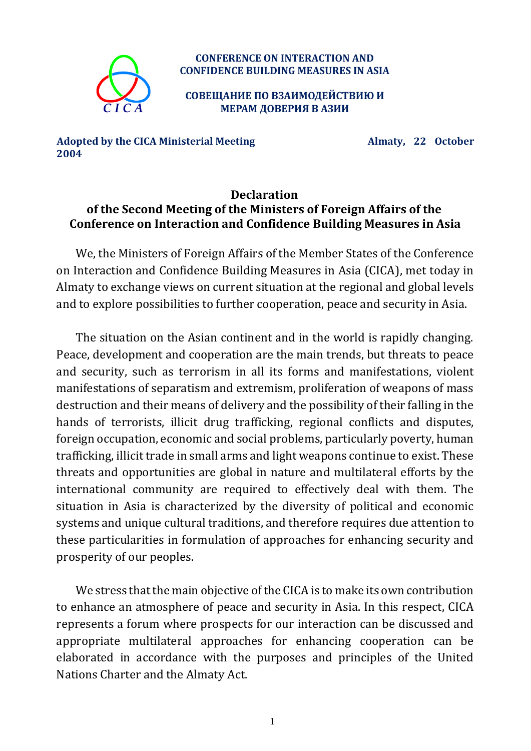**CONFERENCE ON INTERACTION AND CONFIDENCE BUILDING MEASURES IN ASIA**

**СОВЕЩАНИЕ ПО ВЗАИМОДЕЙСТВИЮ И МЕРАМ ДОВЕРИЯ В АЗИИ**

**Adopted by the CICA Ministerial Meeting** **Almaty, 22 October 2004**

# Declaration of the Second Meeting of the Ministers of Foreign Affairs of the Conference on Interaction and Confidence Building Measures in Asia

We, the Ministers of Foreign Affairs of the Member States of the Conference on Interaction and Confidence Building Measures in Asia (CICA), met today in Almaty to exchange views on current situation at the regional and global levels and to explore possibilities to further cooperation, peace and security in Asia.

The situation on the Asian continent and in the world is rapidly changing. Peace, development and cooperation are the main trends, but threats to peace and security, such as terrorism in all its forms and manifestations, violent manifestations of separatism and extremism, proliferation of weapons of mass destruction and their means of delivery and the possibility of their falling in the hands of terrorists, illicit drug trafficking, regional conflicts and disputes, foreign occupation, economic and social problems, particularly poverty, human trafficking, illicit trade in small arms and light weapons continue to exist. These threats and opportunities are global in nature and multilateral efforts by the international community are required to effectively deal with them. The situation in Asia is characterized by the diversity of political and economic systems and unique cultural traditions, and therefore requires due attention to these particularities in formulation of approaches for enhancing security and prosperity of our peoples.

We stress that the main objective of the CICA is to make its own contribution to enhance an atmosphere of peace and security in Asia. In this respect, CICA represents a forum where prospects for our interaction can be discussed and appropriate multilateral approaches for enhancing cooperation can be elaborated in accordance with the purposes and principles of the United Nations Charter and the Almaty Act.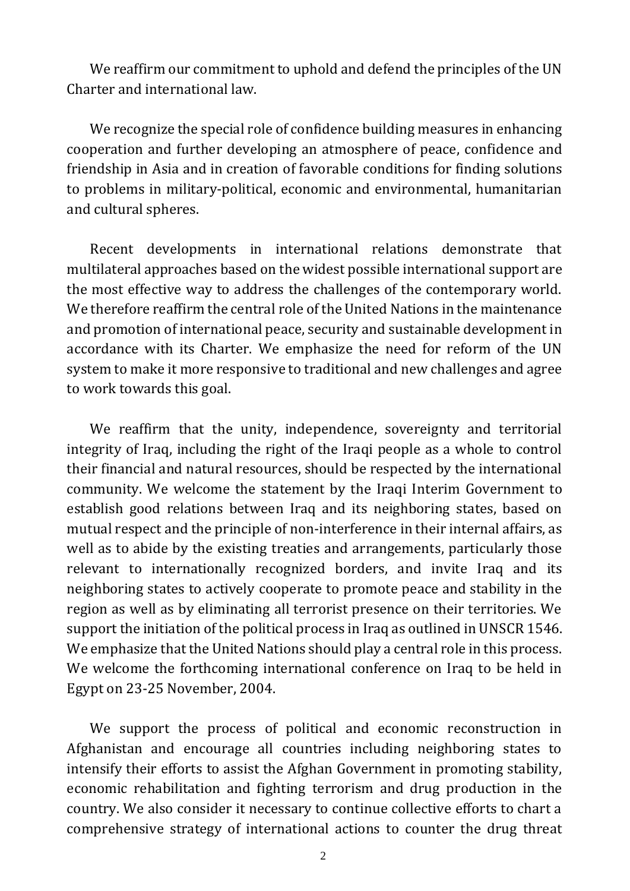We reaffirm our commitment to uphold and defend the principles of the UN Charter and international law.

We recognize the special role of confidence building measures in enhancing cooperation and further developing an atmosphere of peace, confidence and friendship in Asia and in creation of favorable conditions for finding solutions to problems in military-political, economic and environmental, humanitarian and cultural spheres.

Recent developments in international relations demonstrate that multilateral approaches based on the widest possible international support are the most effective way to address the challenges of the contemporary world. We therefore reaffirm the central role of the United Nations in the maintenance and promotion of international peace, security and sustainable development in accordance with its Charter. We emphasize the need for reform of the UN system to make it more responsive to traditional and new challenges and agree to work towards this goal.

We reaffirm that the unity, independence, sovereignty and territorial integrity of Iraq, including the right of the Iraqi people as a whole to control their financial and natural resources, should be respected by the international community. We welcome the statement by the Iraqi Interim Government to establish good relations between Iraq and its neighboring states, based on mutual respect and the principle of non-interference in their internal affairs, as well as to abide by the existing treaties and arrangements, particularly those relevant to internationally recognized borders, and invite Iraq and its neighboring states to actively cooperate to promote peace and stability in the region as well as by eliminating all terrorist presence on their territories. We support the initiation of the political process in Iraq as outlined in UNSCR 1546. We emphasize that the United Nations should play a central role in this process. We welcome the forthcoming international conference on Iraq to be held in Egypt on 23-25 November, 2004.

We support the process of political and economic reconstruction in Afghanistan and encourage all countries including neighboring states to intensify their efforts to assist the Afghan Government in promoting stability, economic rehabilitation and fighting terrorism and drug production in the country. We also consider it necessary to continue collective efforts to chart a comprehensive strategy of international actions to counter the drug threat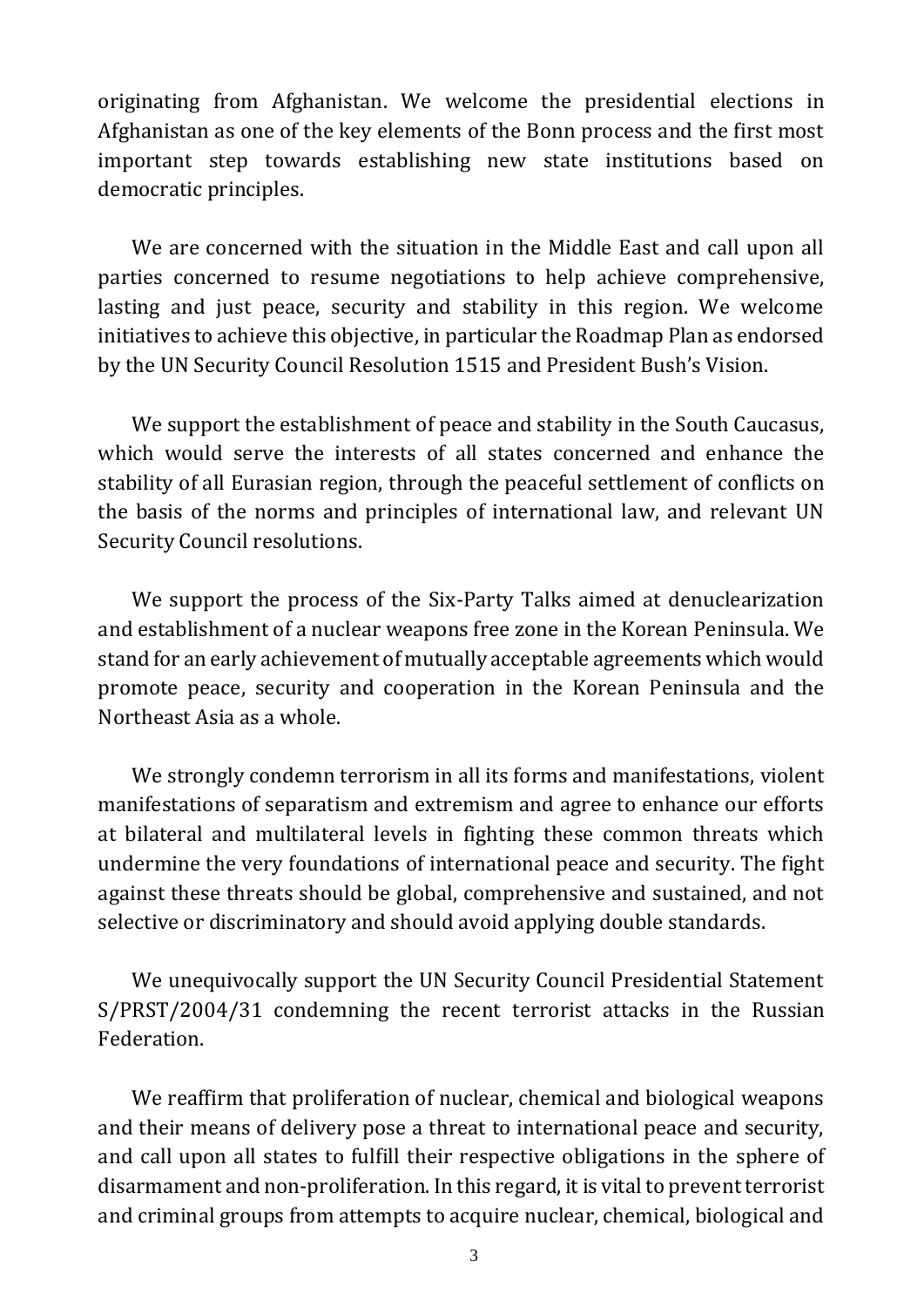originating from Afghanistan. We welcome the presidential elections in Afghanistan as one of the key elements of the Bonn process and the first most important step towards establishing new state institutions based on democratic principles.

We are concerned with the situation in the Middle East and call upon all parties concerned to resume negotiations to help achieve comprehensive, lasting and just peace, security and stability in this region. We welcome initiatives to achieve this objective, in particular the Roadmap Plan as endorsed by the UN Security Council Resolution 1515 and President Bush's Vision.

We support the establishment of peace and stability in the South Caucasus, which would serve the interests of all states concerned and enhance the stability of all Eurasian region, through the peaceful settlement of conflicts on the basis of the norms and principles of international law, and relevant UN Security Council resolutions.

We support the process of the Six-Party Talks aimed at denuclearization and establishment of a nuclear weapons free zone in the Korean Peninsula. We stand for an early achievement of mutually acceptable agreements which would promote peace, security and cooperation in the Korean Peninsula and the Northeast Asia as a whole.

We strongly condemn terrorism in all its forms and manifestations, violent manifestations of separatism and extremism and agree to enhance our efforts at bilateral and multilateral levels in fighting these common threats which undermine the very foundations of international peace and security. The fight against these threats should be global, comprehensive and sustained, and not selective or discriminatory and should avoid applying double standards.

We unequivocally support the UN Security Council Presidential Statement S/PRST/2004/31 condemning the recent terrorist attacks in the Russian Federation.

We reaffirm that proliferation of nuclear, chemical and biological weapons and their means of delivery pose a threat to international peace and security, and call upon all states to fulfill their respective obligations in the sphere of disarmament and non-proliferation. In this regard, it is vital to prevent terrorist and criminal groups from attempts to acquire nuclear, chemical, biological and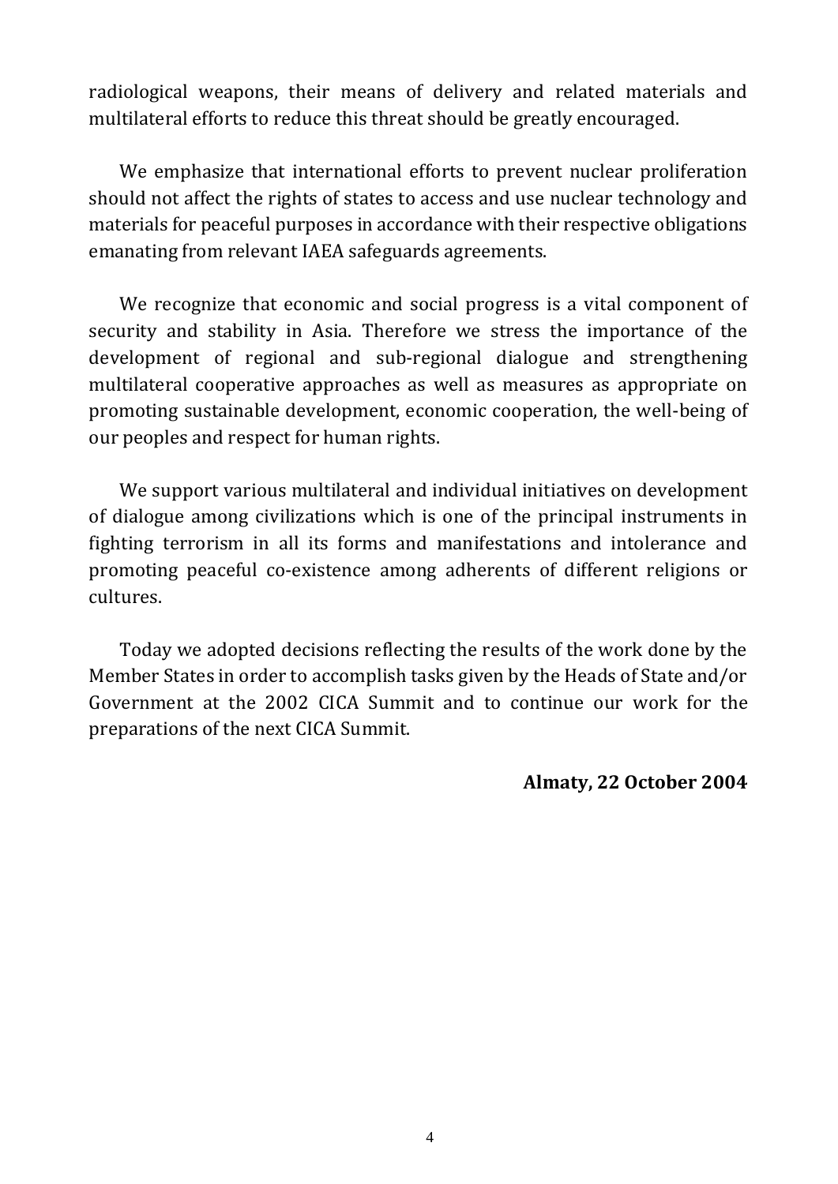radiological weapons, their means of delivery and related materials and multilateral efforts to reduce this threat should be greatly encouraged.

We emphasize that international efforts to prevent nuclear proliferation should not affect the rights of states to access and use nuclear technology and materials for peaceful purposes in accordance with their respective obligations emanating from relevant IAEA safeguards agreements.

We recognize that economic and social progress is a vital component of security and stability in Asia. Therefore we stress the importance of the development of regional and sub-regional dialogue and strengthening multilateral cooperative approaches as well as measures as appropriate on promoting sustainable development, economic cooperation, the well-being of our peoples and respect for human rights.

We support various multilateral and individual initiatives on development of dialogue among civilizations which is one of the principal instruments in fighting terrorism in all its forms and manifestations and intolerance and promoting peaceful co-existence among adherents of different religions or cultures.

Today we adopted decisions reflecting the results of the work done by the Member States in order to accomplish tasks given by the Heads of State and/or Government at the 2002 CICA Summit and to continue our work for the preparations of the next CICA Summit.

**Almaty, 22 October 2004**